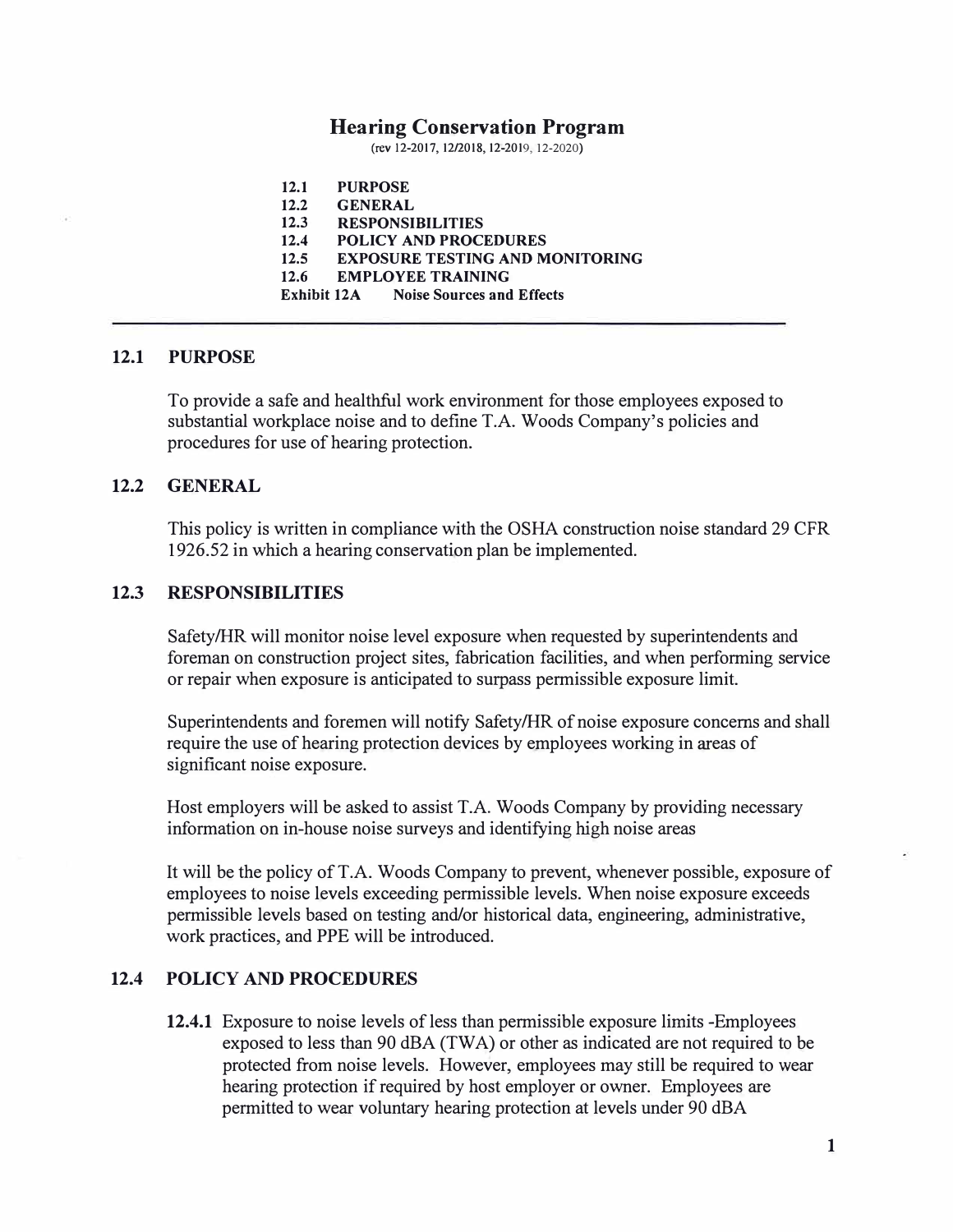# Hearing Conservation Program

(rev 12-2017, 12/2018, 12-2019, 12-2020)

**12.1 PURPOSE**
**12.2 GENERAL**
**12.3 RESPONSIBILITIES**
**12.4 POLICY AND PROCEDURES**
**12.5 EXPOSURE TESTING AND MONITORING**
**12.6 EMPLOYEE TRAINING**
**Exhibit 12A Noise Sources and Effects**

---

## 12.1 PURPOSE

To provide a safe and healthful work environment for those employees exposed to substantial workplace noise and to define T.A. Woods Company's policies and procedures for use of hearing protection.

## 12.2 GENERAL

This policy is written in compliance with the OSHA construction noise standard 29 CFR 1926.52 in which a hearing conservation plan be implemented.

## 12.3 RESPONSIBILITIES

Safety/HR will monitor noise level exposure when requested by superintendents and foreman on construction project sites, fabrication facilities, and when performing service or repair when exposure is anticipated to surpass permissible exposure limit.

Superintendents and foremen will notify Safety/HR of noise exposure concerns and shall require the use of hearing protection devices by employees working in areas of significant noise exposure.

Host employers will be asked to assist T.A. Woods Company by providing necessary information on in-house noise surveys and identifying high noise areas

It will be the policy of T.A. Woods Company to prevent, whenever possible, exposure of employees to noise levels exceeding permissible levels. When noise exposure exceeds permissible levels based on testing and/or historical data, engineering, administrative, work practices, and PPE will be introduced.

## 12.4 POLICY AND PROCEDURES

**12.4.1** Exposure to noise levels of less than permissible exposure limits -Employees exposed to less than 90 dBA (TWA) or other as indicated are not required to be protected from noise levels. However, employees may still be required to wear hearing protection if required by host employer or owner. Employees are permitted to wear voluntary hearing protection at levels under 90 dBA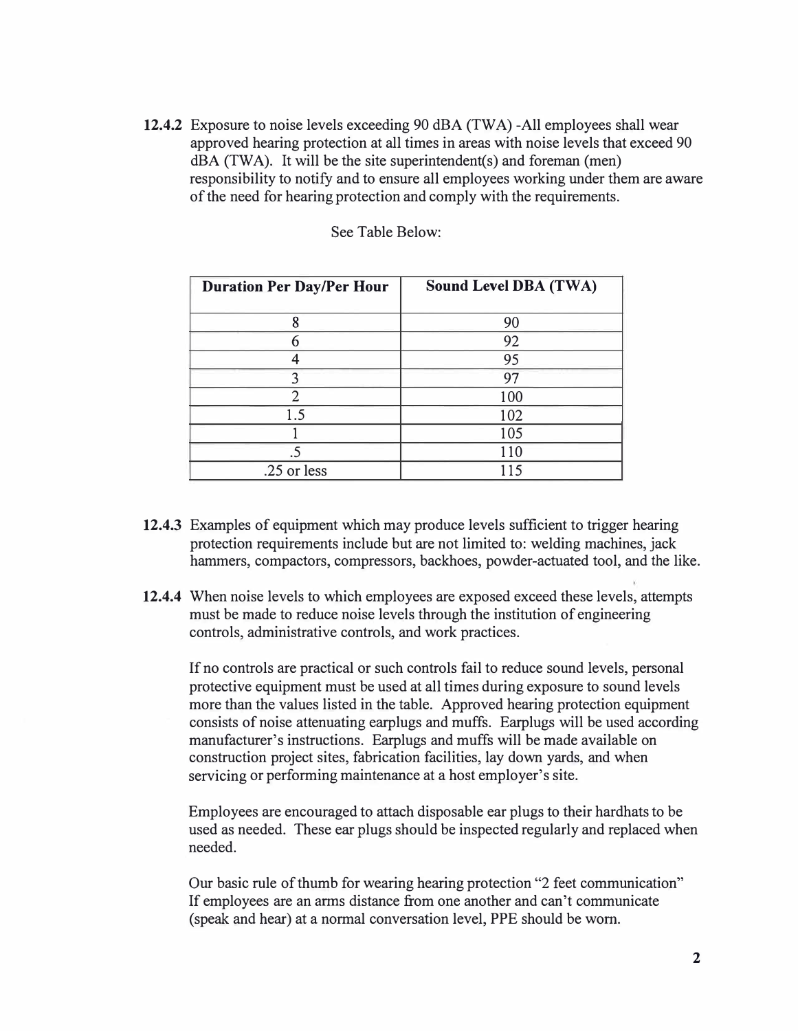**12.4.2** Exposure to noise levels exceeding 90 dBA (TWA) -All employees shall wear approved hearing protection at all times in areas with noise levels that exceed 90 dBA (TWA). It will be the site superintendent(s) and foreman (men) responsibility to notify and to ensure all employees working under them are aware of the need for hearing protection and comply with the requirements.

See Table Below:

| Duration Per Day/Per Hour | Sound Level DBA (TWA) |
|---|---|
| 8 | 90 |
| 6 | 92 |
| 4 | 95 |
| 3 | 97 |
| 2 | 100 |
| 1.5 | 102 |
| 1 | 105 |
| .5 | 110 |
| .25 or less | 115 |

**12.4.3** Examples of equipment which may produce levels sufficient to trigger hearing protection requirements include but are not limited to: welding machines, jack hammers, compactors, compressors, backhoes, powder-actuated tool, and the like.

**12.4.4** When noise levels to which employees are exposed exceed these levels, attempts must be made to reduce noise levels through the institution of engineering controls, administrative controls, and work practices.

If no controls are practical or such controls fail to reduce sound levels, personal protective equipment must be used at all times during exposure to sound levels more than the values listed in the table. Approved hearing protection equipment consists of noise attenuating earplugs and muffs. Earplugs will be used according manufacturer's instructions. Earplugs and muffs will be made available on construction project sites, fabrication facilities, lay down yards, and when servicing or performing maintenance at a host employer's site.

Employees are encouraged to attach disposable ear plugs to their hardhats to be used as needed. These ear plugs should be inspected regularly and replaced when needed.

Our basic rule of thumb for wearing hearing protection "2 feet communication" If employees are an arms distance from one another and can't communicate (speak and hear) at a normal conversation level, PPE should be worn.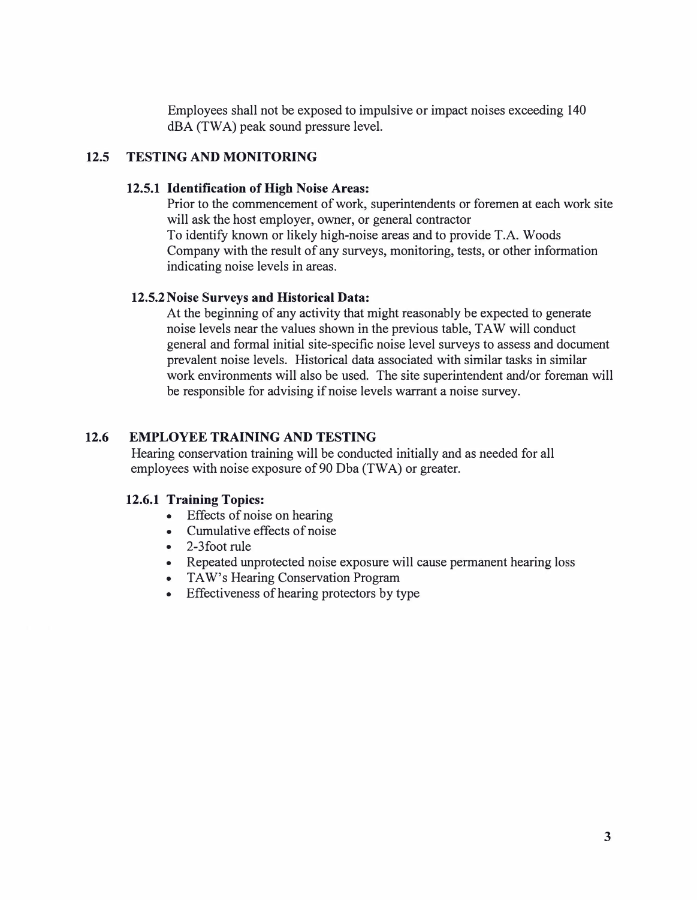Employees shall not be exposed to impulsive or impact noises exceeding 140 dBA (TWA) peak sound pressure level.

## 12.5 TESTING AND MONITORING

### 12.5.1 Identification of High Noise Areas:

Prior to the commencement of work, superintendents or foremen at each work site will ask the host employer, owner, or general contractor
To identify known or likely high-noise areas and to provide T.A. Woods Company with the result of any surveys, monitoring, tests, or other information indicating noise levels in areas.

### 12.5.2 Noise Surveys and Historical Data:

At the beginning of any activity that might reasonably be expected to generate noise levels near the values shown in the previous table, TAW will conduct general and formal initial site-specific noise level surveys to assess and document prevalent noise levels. Historical data associated with similar tasks in similar work environments will also be used. The site superintendent and/or foreman will be responsible for advising if noise levels warrant a noise survey.

## 12.6 EMPLOYEE TRAINING AND TESTING

Hearing conservation training will be conducted initially and as needed for all employees with noise exposure of 90 Dba (TWA) or greater.

### 12.6.1 Training Topics:

- Effects of noise on hearing
- Cumulative effects of noise
- 2-3foot rule
- Repeated unprotected noise exposure will cause permanent hearing loss
- TAW's Hearing Conservation Program
- Effectiveness of hearing protectors by type